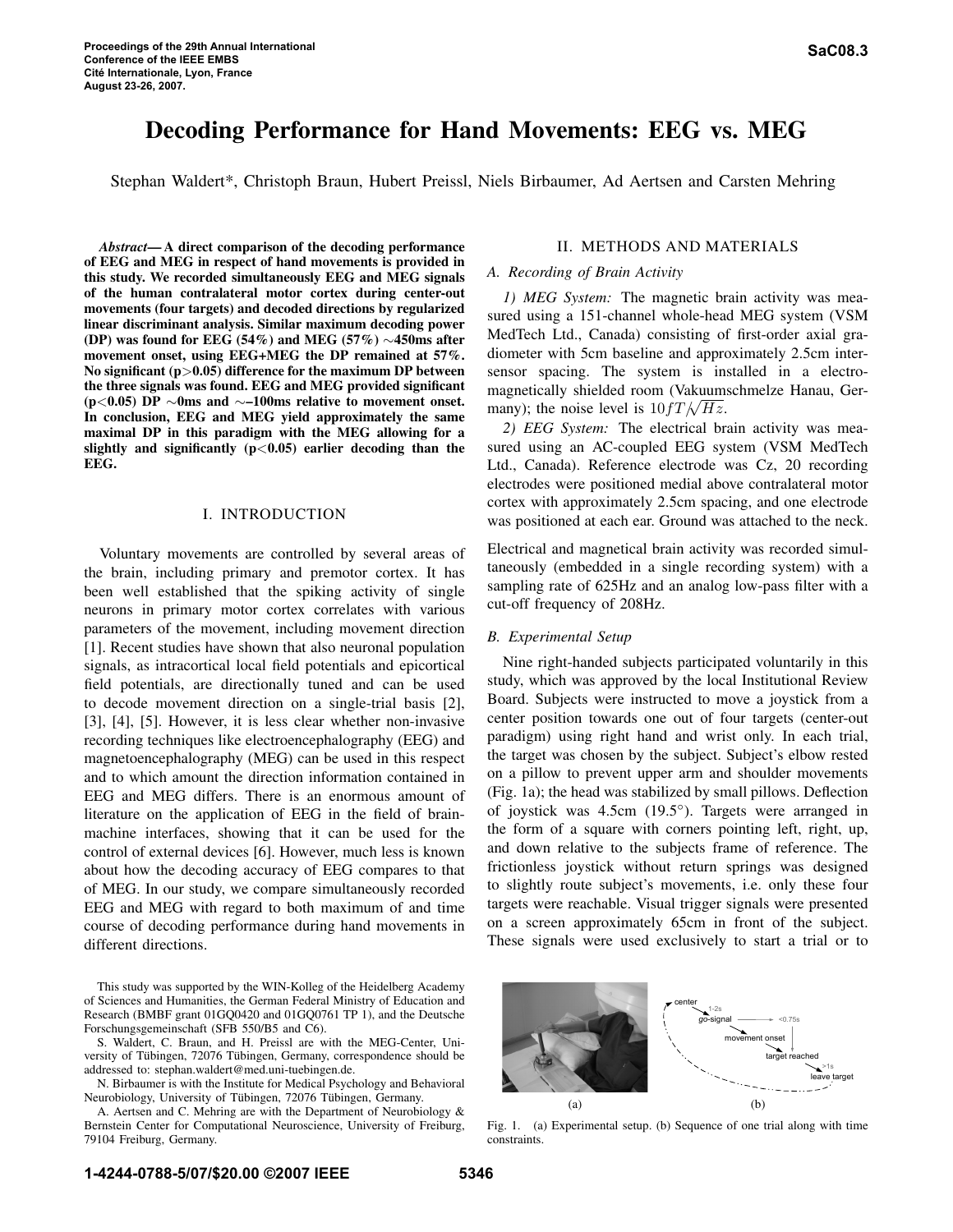# Decoding Performance for Hand Movements: EEG vs. MEG

Stephan Waldert*, Christoph Braun, Hubert Preissl, Niels Birbaumer, Ad Aertsen and Carsten Mehring

***Abstract*— A direct comparison of the decoding performance of EEG and MEG in respect of hand movements is provided in this study. We recorded simultaneously EEG and MEG signals of the human contralateral motor cortex during center-out movements (four targets) and decoded directions by regularized linear discriminant analysis. Similar maximum decoding power (DP) was found for EEG (54%) and MEG (57%) ∼450ms after movement onset, using EEG+MEG the DP remained at 57%. No significant ($p>0.05$) difference for the maximum DP between the three signals was found. EEG and MEG provided significant ($p<0.05$) DP ∼0ms and ∼–100ms relative to movement onset. In conclusion, EEG and MEG yield approximately the same maximal DP in this paradigm with the MEG allowing for a slightly and significantly ($p<0.05$) earlier decoding than the EEG.**

## I. INTRODUCTION

Voluntary movements are controlled by several areas of the brain, including primary and premotor cortex. It has been well established that the spiking activity of single neurons in primary motor cortex correlates with various parameters of the movement, including movement direction [1]. Recent studies have shown that also neuronal population signals, as intracortical local field potentials and epicortical field potentials, are directionally tuned and can be used to decode movement direction on a single-trial basis [2], [3], [4], [5]. However, it is less clear whether non-invasive recording techniques like electroencephalography (EEG) and magnetoencephalography (MEG) can be used in this respect and to which amount the direction information contained in EEG and MEG differs. There is an enormous amount of literature on the application of EEG in the field of brain-machine interfaces, showing that it can be used for the control of external devices [6]. However, much less is known about how the decoding accuracy of EEG compares to that of MEG. In our study, we compare simultaneously recorded EEG and MEG with regard to both maximum of and time course of decoding performance during hand movements in different directions.

This study was supported by the WIN-Kolleg of the Heidelberg Academy of Sciences and Humanities, the German Federal Ministry of Education and Research (BMBF grant 01GQ0420 and 01GQ0761 TP 1), and the Deutsche Forschungsgemeinschaft (SFB 550/B5 and C6).

S. Waldert, C. Braun, and H. Preissl are with the MEG-Center, University of Tübingen, 72076 Tübingen, Germany, correspondence should be addressed to: stephan.waldert@med.uni-tuebingen.de.

N. Birbaumer is with the Institute for Medical Psychology and Behavioral Neurobiology, University of Tübingen, 72076 Tübingen, Germany.

A. Aertsen and C. Mehring are with the Department of Neurobiology & Bernstein Center for Computational Neuroscience, University of Freiburg, 79104 Freiburg, Germany.

## II. METHODS AND MATERIALS

### A. Recording of Brain Activity

*1) MEG System:* The magnetic brain activity was measured using a 151-channel whole-head MEG system (VSM MedTech Ltd., Canada) consisting of first-order axial gradiometer with 5cm baseline and approximately 2.5cm intersensor spacing. The system is installed in a electromagnetically shielded room (Vakuumschmelze Hanau, Germany); the noise level is $10fT/\sqrt{Hz}$.

*2) EEG System:* The electrical brain activity was measured using an AC-coupled EEG system (VSM MedTech Ltd., Canada). Reference electrode was Cz, 20 recording electrodes were positioned medial above contralateral motor cortex with approximately 2.5cm spacing, and one electrode was positioned at each ear. Ground was attached to the neck.

Electrical and magnetical brain activity was recorded simultaneously (embedded in a single recording system) with a sampling rate of 625Hz and an analog low-pass filter with a cut-off frequency of 208Hz.

### B. Experimental Setup

Nine right-handed subjects participated voluntarily in this study, which was approved by the local Institutional Review Board. Subjects were instructed to move a joystick from a center position towards one out of four targets (center-out paradigm) using right hand and wrist only. In each trial, the target was chosen by the subject. Subject's elbow rested on a pillow to prevent upper arm and shoulder movements (Fig. 1a); the head was stabilized by small pillows. Deflection of joystick was 4.5cm (19.5°). Targets were arranged in the form of a square with corners pointing left, right, up, and down relative to the subjects frame of reference. The frictionless joystick without return springs was designed to slightly route subject's movements, i.e. only these four targets were reachable. Visual trigger signals were presented on a screen approximately 65cm in front of the subject. These signals were used exclusively to start a trial or to

Fig. 1. (a) Experimental setup. (b) Sequence of one trial along with time constraints.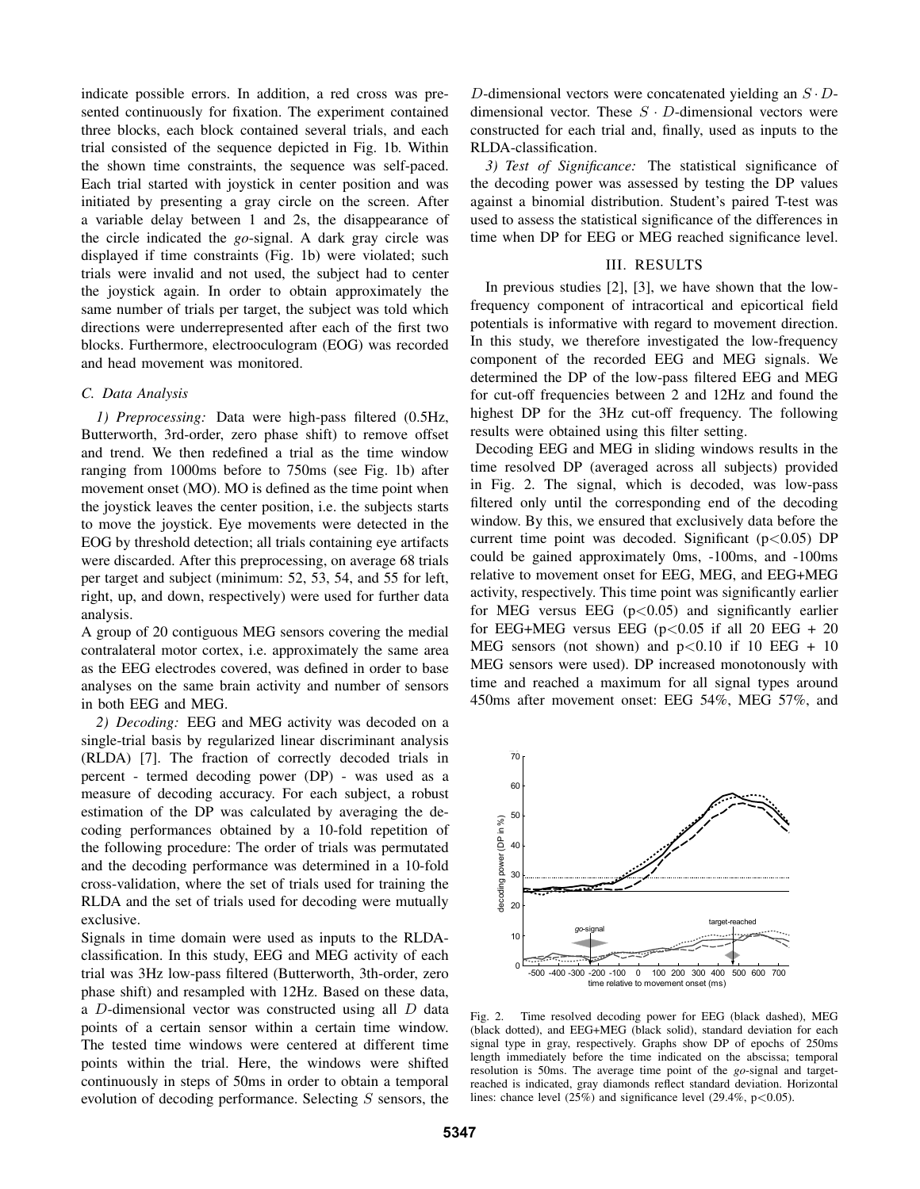indicate possible errors. In addition, a red cross was presented continuously for fixation. The experiment contained three blocks, each block contained several trials, and each trial consisted of the sequence depicted in Fig. 1b. Within the shown time constraints, the sequence was self-paced. Each trial started with joystick in center position and was initiated by presenting a gray circle on the screen. After a variable delay between 1 and 2s, the disappearance of the circle indicated the *go*-signal. A dark gray circle was displayed if time constraints (Fig. 1b) were violated; such trials were invalid and not used, the subject had to center the joystick again. In order to obtain approximately the same number of trials per target, the subject was told which directions were underrepresented after each of the first two blocks. Furthermore, electrooculogram (EOG) was recorded and head movement was monitored.

### C. Data Analysis

*1) Preprocessing:* Data were high-pass filtered (0.5Hz, Butterworth, 3rd-order, zero phase shift) to remove offset and trend. We then redefined a trial as the time window ranging from 1000ms before to 750ms (see Fig. 1b) after movement onset (MO). MO is defined as the time point when the joystick leaves the center position, i.e. the subjects starts to move the joystick. Eye movements were detected in the EOG by threshold detection; all trials containing eye artifacts were discarded. After this preprocessing, on average 68 trials per target and subject (minimum: 52, 53, 54, and 55 for left, right, up, and down, respectively) were used for further data analysis.

A group of 20 contiguous MEG sensors covering the medial contralateral motor cortex, i.e. approximately the same area as the EEG electrodes covered, was defined in order to base analyses on the same brain activity and number of sensors in both EEG and MEG.

*2) Decoding:* EEG and MEG activity was decoded on a single-trial basis by regularized linear discriminant analysis (RLDA) [7]. The fraction of correctly decoded trials in percent - termed decoding power (DP) - was used as a measure of decoding accuracy. For each subject, a robust estimation of the DP was calculated by averaging the decoding performances obtained by a 10-fold repetition of the following procedure: The order of trials was permutated and the decoding performance was determined in a 10-fold cross-validation, where the set of trials used for training the RLDA and the set of trials used for decoding were mutually exclusive.

Signals in time domain were used as inputs to the RLDA-classification. In this study, EEG and MEG activity of each trial was 3Hz low-pass filtered (Butterworth, 3th-order, zero phase shift) and resampled with 12Hz. Based on these data, a $D$-dimensional vector was constructed using all $D$ data points of a certain sensor within a certain time window. The tested time windows were centered at different time points within the trial. Here, the windows were shifted continuously in steps of 50ms in order to obtain a temporal evolution of decoding performance. Selecting $S$ sensors, the $D$-dimensional vectors were concatenated yielding an $S \cdot D$-dimensional vector. These $S \cdot D$-dimensional vectors were constructed for each trial and, finally, used as inputs to the RLDA-classification.

*3) Test of Significance:* The statistical significance of the decoding power was assessed by testing the DP values against a binomial distribution. Student's paired T-test was used to assess the statistical significance of the differences in time when DP for EEG or MEG reached significance level.

## III. RESULTS

In previous studies [2], [3], we have shown that the low-frequency component of intracortical and epicortical field potentials is informative with regard to movement direction. In this study, we therefore investigated the low-frequency component of the recorded EEG and MEG signals. We determined the DP of the low-pass filtered EEG and MEG for cut-off frequencies between 2 and 12Hz and found the highest DP for the 3Hz cut-off frequency. The following results were obtained using this filter setting.

Decoding EEG and MEG in sliding windows results in the time resolved DP (averaged across all subjects) provided in Fig. 2. The signal, which is decoded, was low-pass filtered only until the corresponding end of the decoding window. By this, we ensured that exclusively data before the current time point was decoded. Significant ($p<0.05$) DP could be gained approximately 0ms, -100ms, and -100ms relative to movement onset for EEG, MEG, and EEG+MEG activity, respectively. This time point was significantly earlier for MEG versus EEG ($p<0.05$) and significantly earlier for EEG+MEG versus EEG ($p<0.05$ if all 20 EEG + 20 MEG sensors (not shown) and $p<0.10$ if 10 EEG + 10 MEG sensors were used). DP increased monotonously with time and reached a maximum for all signal types around 450ms after movement onset: EEG 54%, MEG 57%, and

Fig. 2. Time resolved decoding power for EEG (black dashed), MEG (black dotted), and EEG+MEG (black solid), standard deviation for each signal type in gray, respectively. Graphs show DP of epochs of 250ms length immediately before the time indicated on the abscissa; temporal resolution is 50ms. The average time point of the *go*-signal and target-reached is indicated, gray diamonds reflect standard deviation. Horizontal lines: chance level (25%) and significance level (29.4%, $p<0.05$).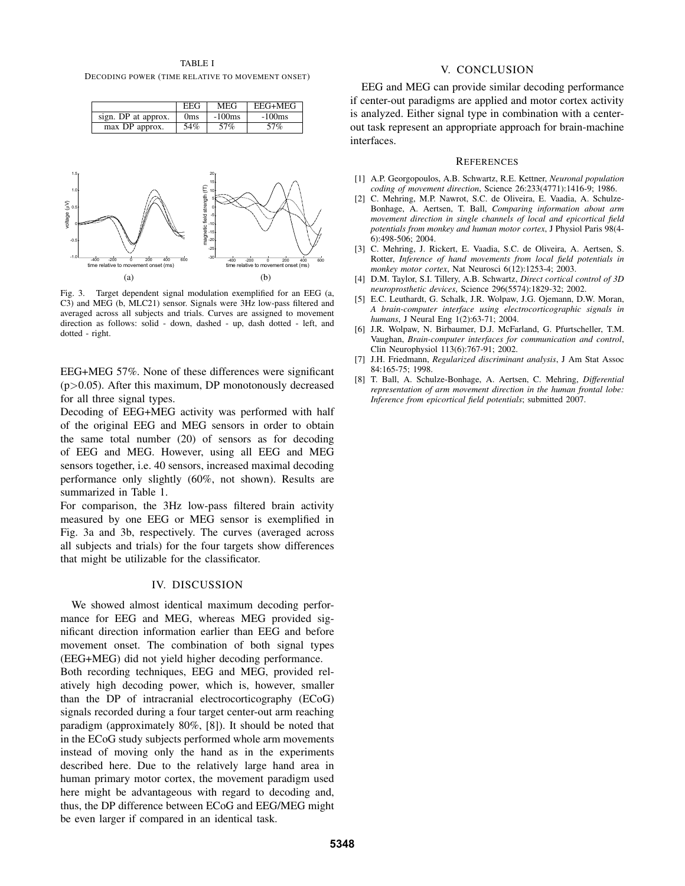TABLE I

Decoding power (time relative to movement onset)

| | EEG | MEG | EEG+MEG |
|---|---|---|---|
| sign. DP at approx. | 0ms | -100ms | -100ms |
| max DP approx. | 54% | 57% | 57% |

1.5
1.0
0.5
0
-0.5
-1.0
voltage (μV)
-400 -200 0 200 400 600
time relative to movement onset (ms)

(a)

20
15
10
5
0
-5
-10
-15
-20
-25
-30
magnetic field strength (fT)
-400 -200 0 200 400 600
time relative to movement onset (ms)

(b)

Fig. 3. Target dependent signal modulation exemplified for an EEG (a, C3) and MEG (b, MLC21) sensor. Signals were 3Hz low-pass filtered and averaged across all subjects and trials. Curves are assigned to movement direction as follows: solid - down, dashed - up, dash dotted - left, and dotted - right.

EEG+MEG 57%. None of these differences were significant ($p>0.05$). After this maximum, DP monotonously decreased for all three signal types.

Decoding of EEG+MEG activity was performed with half of the original EEG and MEG sensors in order to obtain the same total number (20) of sensors as for decoding of EEG and MEG. However, using all EEG and MEG sensors together, i.e. 40 sensors, increased maximal decoding performance only slightly (60%, not shown). Results are summarized in Table 1.

For comparison, the 3Hz low-pass filtered brain activity measured by one EEG or MEG sensor is exemplified in Fig. 3a and 3b, respectively. The curves (averaged across all subjects and trials) for the four targets show differences that might be utilizable for the classificator.

## IV. DISCUSSION

We showed almost identical maximum decoding performance for EEG and MEG, whereas MEG provided significant direction information earlier than EEG and before movement onset. The combination of both signal types (EEG+MEG) did not yield higher decoding performance.

Both recording techniques, EEG and MEG, provided relatively high decoding power, which is, however, smaller than the DP of intracranial electrocorticography (ECoG) signals recorded during a four target center-out arm reaching paradigm (approximately 80%, [8]). It should be noted that in the ECoG study subjects performed whole arm movements instead of moving only the hand as in the experiments described here. Due to the relatively large hand area in human primary motor cortex, the movement paradigm used here might be advantageous with regard to decoding and, thus, the DP difference between ECoG and EEG/MEG might be even larger if compared in an identical task.

## V. CONCLUSION

EEG and MEG can provide similar decoding performance if center-out paradigms are applied and motor cortex activity is analyzed. Either signal type in combination with a center-out task represent an appropriate approach for brain-machine interfaces.

## REFERENCES

[1] A.P. Georgopoulos, A.B. Schwartz, R.E. Kettner, *Neuronal population coding of movement direction*, Science 26:233(4771):1416-9; 1986.

[2] C. Mehring, M.P. Nawrot, S.C. de Oliveira, E. Vaadia, A. Schulze-Bonhage, A. Aertsen, T. Ball, *Comparing information about arm movement direction in single channels of local and epicortical field potentials from monkey and human motor cortex*, J Physiol Paris 98(4-6):498-506; 2004.

[3] C. Mehring, J. Rickert, E. Vaadia, S.C. de Oliveira, A. Aertsen, S. Rotter, *Inference of hand movements from local field potentials in monkey motor cortex*, Nat Neurosci 6(12):1253-4; 2003.

[4] D.M. Taylor, S.I. Tillery, A.B. Schwartz, *Direct cortical control of 3D neuroprosthetic devices*, Science 296(5574):1829-32; 2002.

[5] E.C. Leuthardt, G. Schalk, J.R. Wolpaw, J.G. Ojemann, D.W. Moran, *A brain-computer interface using electrocorticographic signals in humans*, J Neural Eng 1(2):63-71; 2004.

[6] J.R. Wolpaw, N. Birbaumer, D.J. McFarland, G. Pfurtscheller, T.M. Vaughan, *Brain-computer interfaces for communication and control*, Clin Neurophysiol 113(6):767-91; 2002.

[7] J.H. Friedmann, *Regularized discriminant analysis*, J Am Stat Assoc 84:165-75; 1998.

[8] T. Ball, A. Schulze-Bonhage, A. Aertsen, C. Mehring, *Differential representation of arm movement direction in the human frontal lobe: Inference from epicortical field potentials*; submitted 2007.